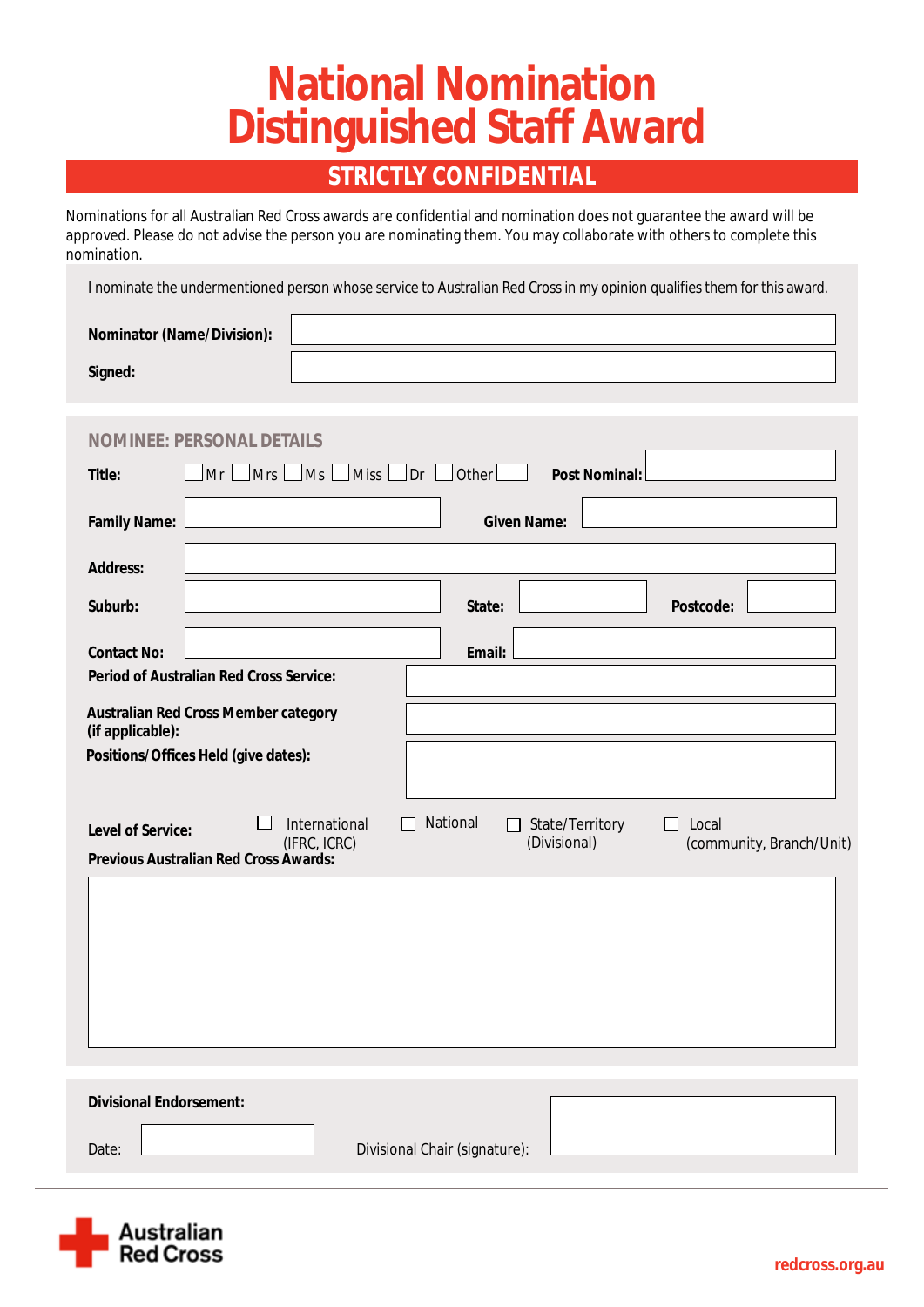# National Nomination Distinguished Staff Award

## STRICTLY CONFIDENTIAL

Nominations for all Australian Red Cross awards are confidential and nomination does not guarantee the award will be approved. Please do not advise the person you are nominating them. You may collaborate with others to complete this nomination.

I nominate the undermentioned person whose service to Australian Red Cross in my opinion qualifies them for this award.

**Nominator (Name/Division):**

**Signed:**

### NOMINEE: PERSONAL DETAILS

**Title:** ☐ Mr ☐ Mrs ☐ Ms ☐ Miss ☐ Dr ☐ Other ____ **Post Nominal:**

**Family Name:** **Given Name:**

**Address:**

**Suburb:** **State:** **Postcode:**

**Contact No:** **Email:**

**Period of Australian Red Cross Service:**

**Australian Red Cross Member category (if applicable):**

**Positions/Offices Held (give dates):**

**Level of Service:** ☐ International (IFRC, ICRC) ☐ National ☐ State/Territory (Divisional) ☐ Local (community, Branch/Unit)

**Previous Australian Red Cross Awards:**

**Divisional Endorsement:**

Date: Divisional Chair (signature):

Australian Red Cross

redcross.org.au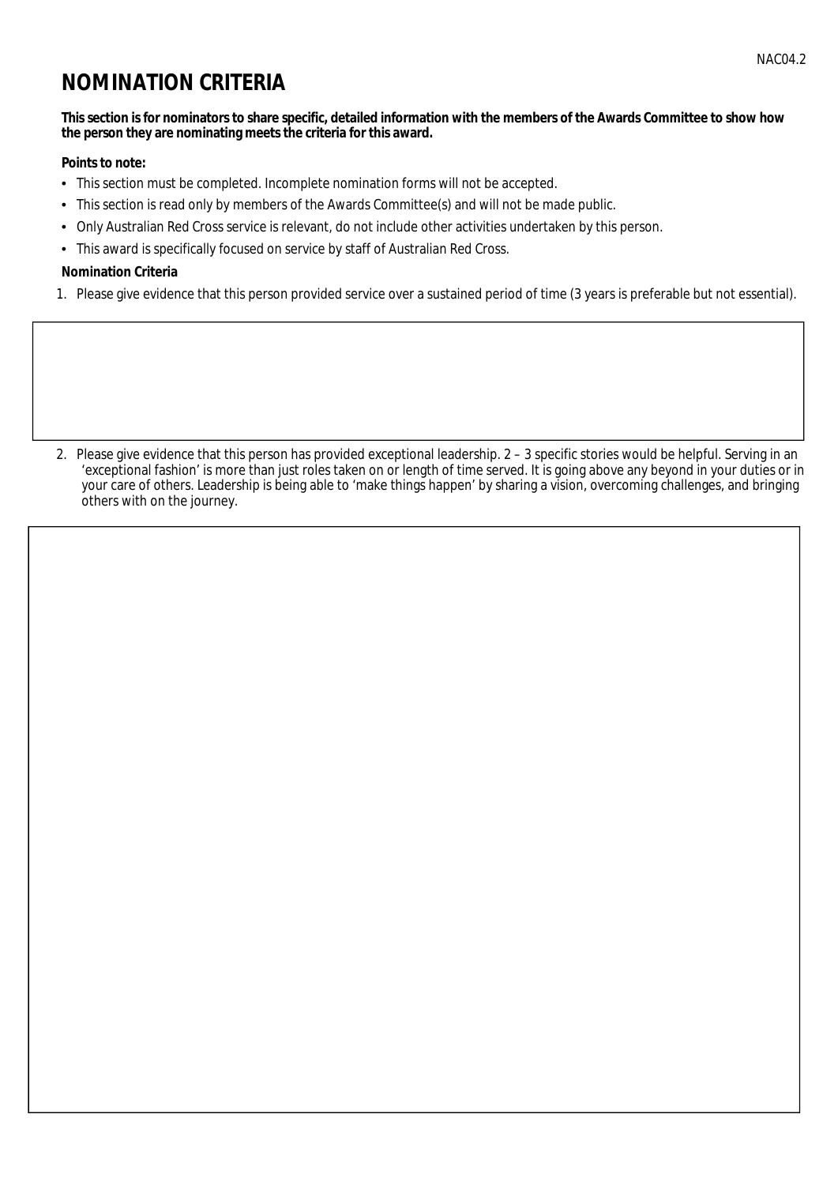# NOMINATION CRITERIA

**This section is for nominators to share specific, detailed information with the members of the Awards Committee to show how the person they are nominating meets the criteria for this award.**

**Points to note:**

- This section must be completed. Incomplete nomination forms will not be accepted.
- This section is read only by members of the Awards Committee(s) and will not be made public.
- Only Australian Red Cross service is relevant, do not include other activities undertaken by this person.
- This award is specifically focused on service by staff of Australian Red Cross.

**Nomination Criteria**

1. Please give evidence that this person provided service over a sustained period of time (3 years is preferable but not essential).

2. Please give evidence that this person has provided exceptional leadership. 2 – 3 specific stories would be helpful. Serving in an 'exceptional fashion' is more than just roles taken on or length of time served. It is going above any beyond in your duties or in your care of others. Leadership is being able to 'make things happen' by sharing a vision, overcoming challenges, and bringing others with on the journey.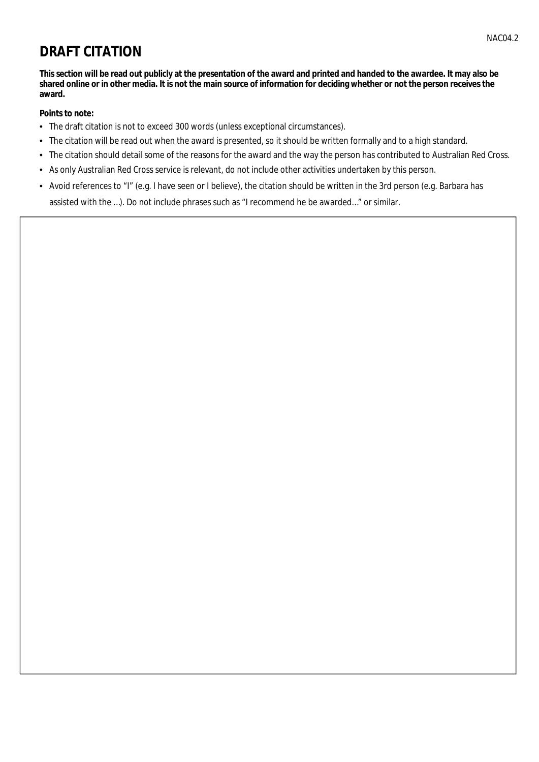# DRAFT CITATION

**This section will be read out publicly at the presentation of the award and printed and handed to the awardee. It may also be shared online or in other media. It is not the main source of information for deciding whether or not the person receives the award.**

**Points to note:**

- The draft citation is not to exceed 300 words (unless exceptional circumstances).
- The citation will be read out when the award is presented, so it should be written formally and to a high standard.
- The citation should detail some of the reasons for the award and the way the person has contributed to Australian Red Cross.
- As only Australian Red Cross service is relevant, do not include other activities undertaken by this person.
- Avoid references to "I" (e.g. I have seen or I believe), the citation should be written in the 3rd person (e.g. Barbara has assisted with the …). Do not include phrases such as "I recommend he be awarded…" or similar.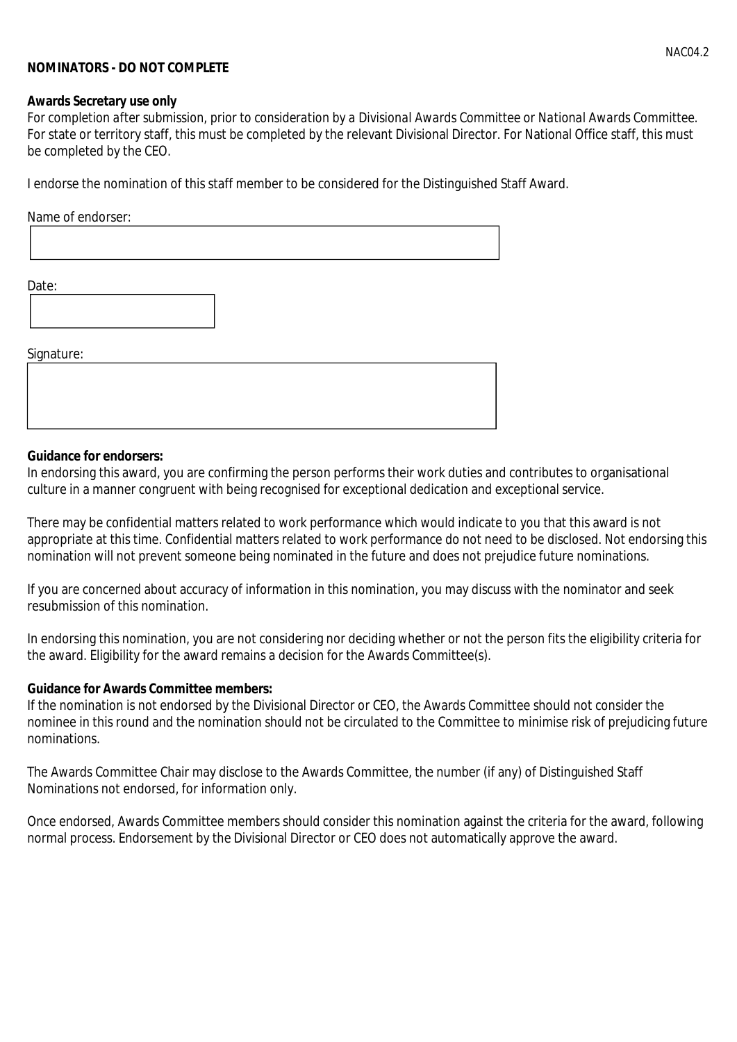**NOMINATORS - DO NOT COMPLETE**

**Awards Secretary use only**

*For completion after submission, prior to consideration by a Divisional Awards Committee or National Awards Committee. For state or territory staff, this must be completed by the relevant Divisional Director. For National Office staff, this must be completed by the CEO.*

I endorse the nomination of this staff member to be considered for the Distinguished Staff Award.

Name of endorser:

Date:

Signature:

**Guidance for endorsers:**

In endorsing this award, you are confirming the person performs their work duties and contributes to organisational culture in a manner congruent with being recognised for exceptional dedication and exceptional service.

There may be confidential matters related to work performance which would indicate to you that this award is not appropriate at this time. Confidential matters related to work performance do not need to be disclosed. Not endorsing this nomination will not prevent someone being nominated in the future and does not prejudice future nominations.

If you are concerned about accuracy of information in this nomination, you may discuss with the nominator and seek resubmission of this nomination.

In endorsing this nomination, you are not considering nor deciding whether or not the person fits the eligibility criteria for the award. Eligibility for the award remains a decision for the Awards Committee(s).

**Guidance for Awards Committee members:**

If the nomination is not endorsed by the Divisional Director or CEO, the Awards Committee should not consider the nominee in this round and the nomination should not be circulated to the Committee to minimise risk of prejudicing future nominations.

The Awards Committee Chair may disclose to the Awards Committee, the number (if any) of Distinguished Staff Nominations not endorsed, for information only.

Once endorsed, Awards Committee members should consider this nomination against the criteria for the award, following normal process. Endorsement by the Divisional Director or CEO does not automatically approve the award.